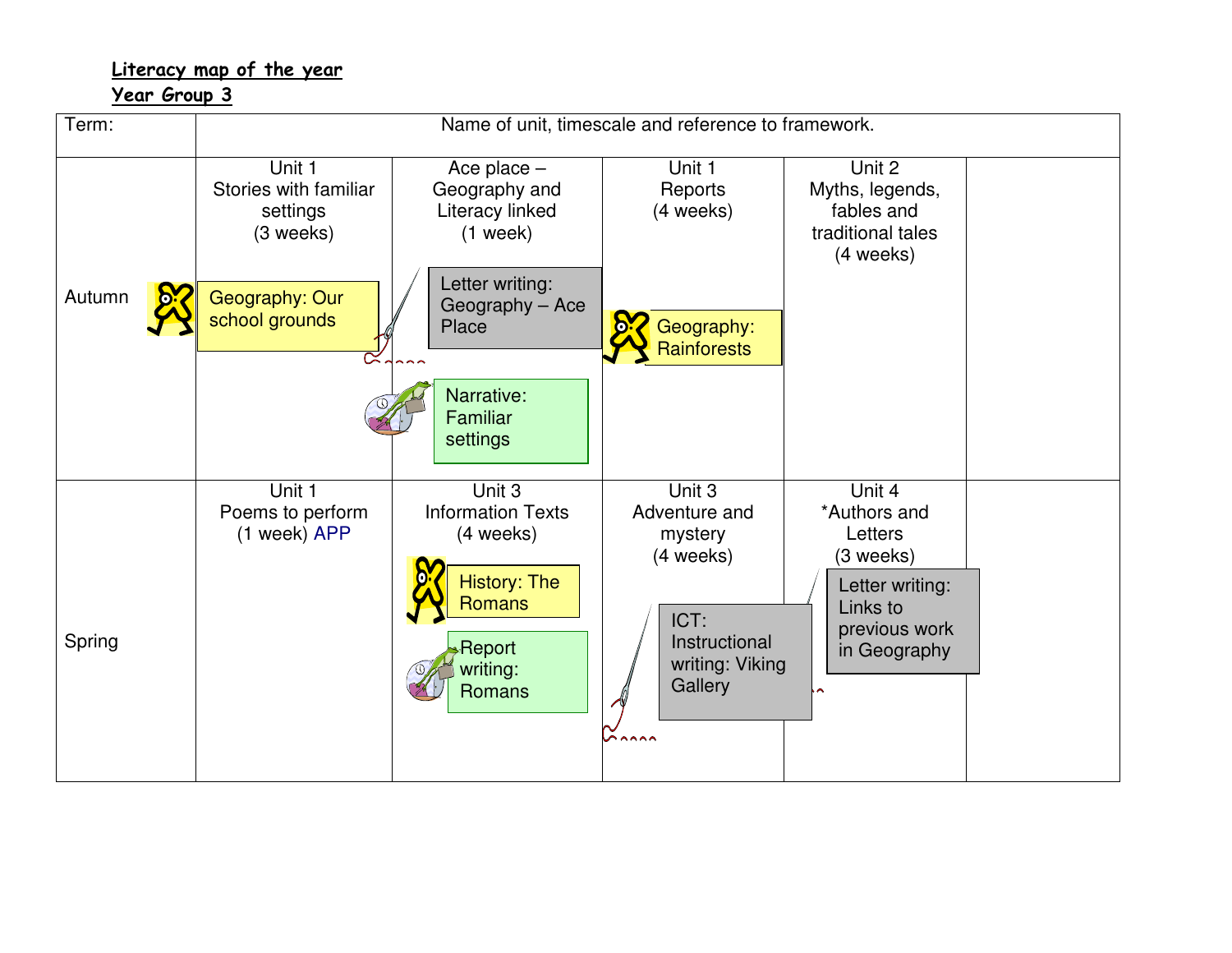**Literacy map of the year**

**Year Group 3**

| Term: | Name of unit, timescale and reference to framework. | | | | |
|---|---|---|---|---|---|
| Autumn | Unit 1<br>Stories with familiar settings<br>(3 weeks)<br><br>Geography: Our school grounds | Ace place – Geography and Literacy linked<br>(1 week)<br><br>Letter writing: Geography – Ace Place<br><br>Narrative: Familiar settings | Unit 1<br>Reports<br>(4 weeks)<br><br>Geography: Rainforests | Unit 2<br>Myths, legends, fables and traditional tales<br>(4 weeks) | |
| Spring | Unit 1<br>Poems to perform<br>(1 week) APP | Unit 3<br>Information Texts<br>(4 weeks)<br><br>History: The Romans<br><br>Report writing: Romans | Unit 3<br>Adventure and mystery<br>(4 weeks)<br><br>ICT: Instructional writing: Viking Gallery | Unit 4<br>*Authors and Letters<br>(3 weeks)<br><br>Letter writing: Links to previous work in Geography | |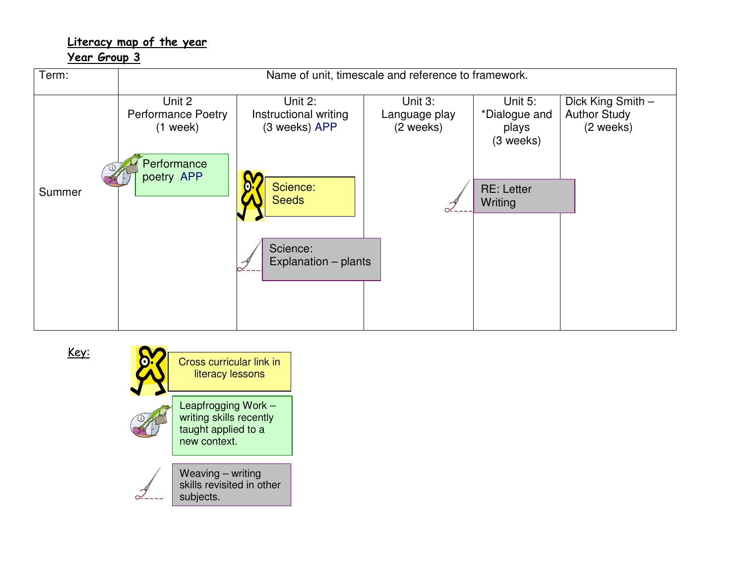**Literacy map of the year**

**Year Group 3**

| Term: | Name of unit, timescale and reference to framework. | | | | |
|---|---|---|---|---|---|
| Summer | Unit 2<br>Performance Poetry<br>(1 week)<br><br>Performance poetry APP | Unit 2:<br>Instructional writing<br>(3 weeks) APP<br><br>Science: Seeds<br><br>Science: Explanation – plants | Unit 3:<br>Language play<br>(2 weeks) | Unit 5:<br>*Dialogue and plays<br>(3 weeks)<br><br>RE: Letter Writing | Dick King Smith – Author Study<br>(2 weeks) |

Key:

- Cross curricular link in literacy lessons
- Leapfrogging Work – writing skills recently taught applied to a new context.
- Weaving – writing skills revisited in other subjects.